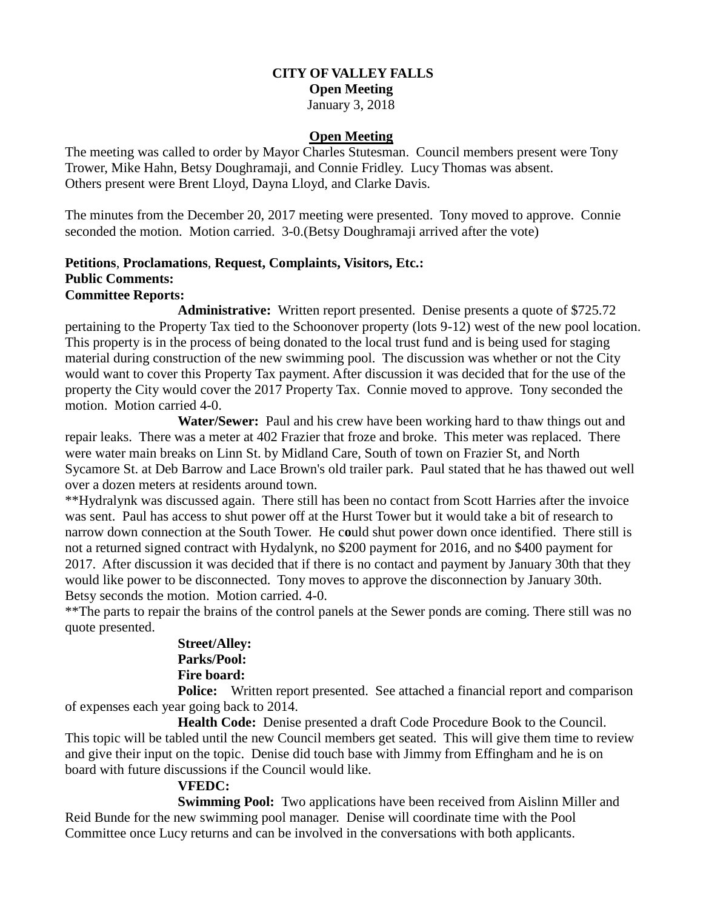**CITY OF VALLEY FALLS**
**Open Meeting**
January 3, 2018

**Open Meeting**

The meeting was called to order by Mayor Charles Stutesman. Council members present were Tony Trower, Mike Hahn, Betsy Doughramaji, and Connie Fridley. Lucy Thomas was absent. Others present were Brent Lloyd, Dayna Lloyd, and Clarke Davis.

The minutes from the December 20, 2017 meeting were presented. Tony moved to approve. Connie seconded the motion. Motion carried. 3-0.(Betsy Doughramaji arrived after the vote)

**Petitions**, **Proclamations**, **Request, Complaints, Visitors, Etc.:**
**Public Comments:**
**Committee Reports:**

**Administrative:** Written report presented. Denise presents a quote of $725.72 pertaining to the Property Tax tied to the Schoonover property (lots 9-12) west of the new pool location. This property is in the process of being donated to the local trust fund and is being used for staging material during construction of the new swimming pool. The discussion was whether or not the City would want to cover this Property Tax payment. After discussion it was decided that for the use of the property the City would cover the 2017 Property Tax. Connie moved to approve. Tony seconded the motion. Motion carried 4-0.

**Water/Sewer:** Paul and his crew have been working hard to thaw things out and repair leaks. There was a meter at 402 Frazier that froze and broke. This meter was replaced. There were water main breaks on Linn St. by Midland Care, South of town on Frazier St, and North Sycamore St. at Deb Barrow and Lace Brown's old trailer park. Paul stated that he has thawed out well over a dozen meters at residents around town.

**Hydralynk was discussed again. There still has been no contact from Scott Harries after the invoice was sent. Paul has access to shut power off at the Hurst Tower but it would take a bit of research to narrow down connection at the South Tower. He could shut power down once identified. There still is not a returned signed contract with Hydalynk, no $200 payment for 2016, and no $400 payment for 2017. After discussion it was decided that if there is no contact and payment by January 30th that they would like power to be disconnected. Tony moves to approve the disconnection by January 30th. Betsy seconds the motion. Motion carried. 4-0.

**The parts to repair the brains of the control panels at the Sewer ponds are coming. There still was no quote presented.

**Street/Alley:**
**Parks/Pool:**
**Fire board:**

**Police:** Written report presented. See attached a financial report and comparison of expenses each year going back to 2014.

**Health Code:** Denise presented a draft Code Procedure Book to the Council. This topic will be tabled until the new Council members get seated. This will give them time to review and give their input on the topic. Denise did touch base with Jimmy from Effingham and he is on board with future discussions if the Council would like.

**VFEDC:**

**Swimming Pool:** Two applications have been received from Aislinn Miller and Reid Bunde for the new swimming pool manager. Denise will coordinate time with the Pool Committee once Lucy returns and can be involved in the conversations with both applicants.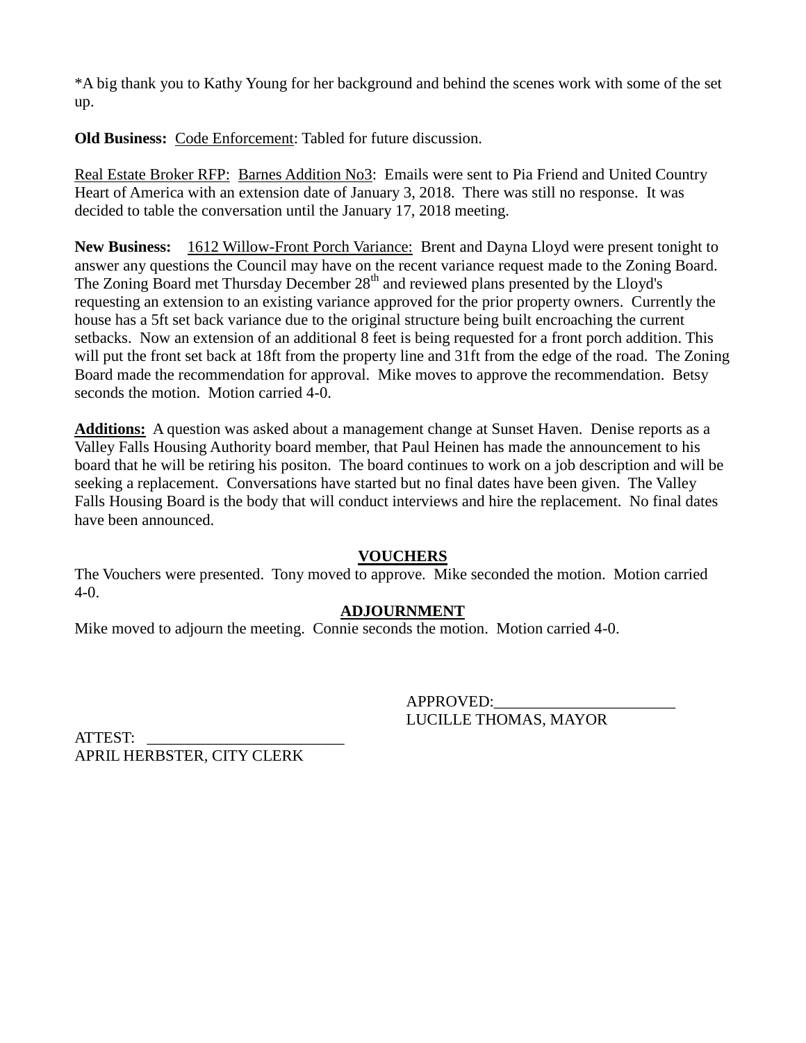*A big thank you to Kathy Young for her background and behind the scenes work with some of the set up.

**Old Business:** Code Enforcement: Tabled for future discussion.

Real Estate Broker RFP: Barnes Addition No3: Emails were sent to Pia Friend and United Country Heart of America with an extension date of January 3, 2018. There was still no response. It was decided to table the conversation until the January 17, 2018 meeting.

**New Business:** 1612 Willow-Front Porch Variance: Brent and Dayna Lloyd were present tonight to answer any questions the Council may have on the recent variance request made to the Zoning Board. The Zoning Board met Thursday December 28th and reviewed plans presented by the Lloyd's requesting an extension to an existing variance approved for the prior property owners. Currently the house has a 5ft set back variance due to the original structure being built encroaching the current setbacks. Now an extension of an additional 8 feet is being requested for a front porch addition. This will put the front set back at 18ft from the property line and 31ft from the edge of the road. The Zoning Board made the recommendation for approval. Mike moves to approve the recommendation. Betsy seconds the motion. Motion carried 4-0.

**Additions:** A question was asked about a management change at Sunset Haven. Denise reports as a Valley Falls Housing Authority board member, that Paul Heinen has made the announcement to his board that he will be retiring his positon. The board continues to work on a job description and will be seeking a replacement. Conversations have started but no final dates have been given. The Valley Falls Housing Board is the body that will conduct interviews and hire the replacement. No final dates have been announced.

**VOUCHERS**

The Vouchers were presented. Tony moved to approve. Mike seconded the motion. Motion carried 4-0.

**ADJOURNMENT**

Mike moved to adjourn the meeting. Connie seconds the motion. Motion carried 4-0.

APPROVED:_______________________
LUCILLE THOMAS, MAYOR

ATTEST: _________________________
APRIL HERBSTER, CITY CLERK